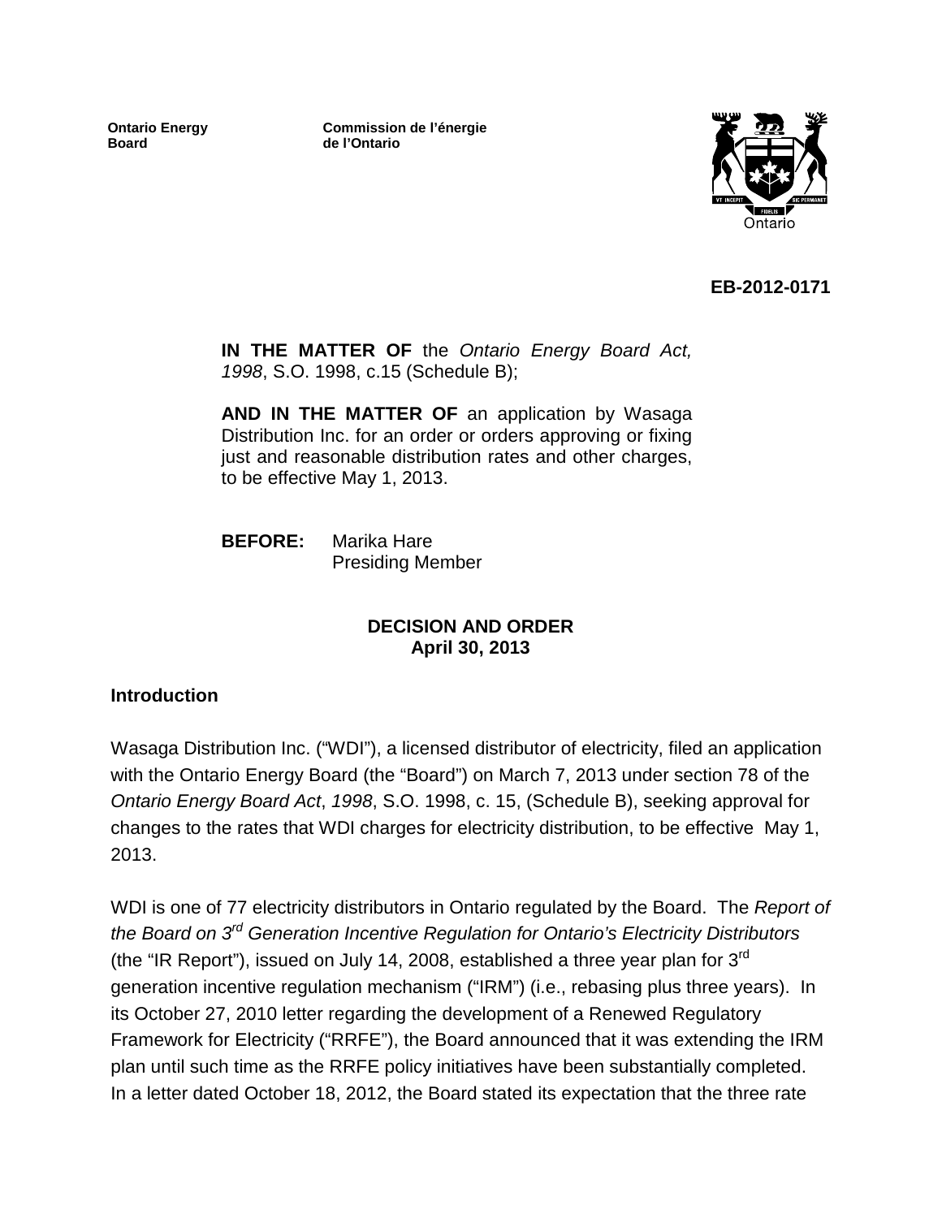**Ontario Energy Board**

**Commission de l'énergie de l'Ontario**

**EB-2012-0171**

**IN THE MATTER OF** the *Ontario Energy Board Act, 1998*, S.O. 1998, c.15 (Schedule B);

**AND IN THE MATTER OF** an application by Wasaga Distribution Inc. for an order or orders approving or fixing just and reasonable distribution rates and other charges, to be effective May 1, 2013.

**BEFORE:** Marika Hare
Presiding Member

**DECISION AND ORDER**
**April 30, 2013**

## Introduction

Wasaga Distribution Inc. ("WDI"), a licensed distributor of electricity, filed an application with the Ontario Energy Board (the "Board") on March 7, 2013 under section 78 of the *Ontario Energy Board Act*, *1998*, S.O. 1998, c. 15, (Schedule B), seeking approval for changes to the rates that WDI charges for electricity distribution, to be effective May 1, 2013.

WDI is one of 77 electricity distributors in Ontario regulated by the Board. The *Report of the Board on 3rd Generation Incentive Regulation for Ontario's Electricity Distributors* (the "IR Report"), issued on July 14, 2008, established a three year plan for 3rd generation incentive regulation mechanism ("IRM") (i.e., rebasing plus three years). In its October 27, 2010 letter regarding the development of a Renewed Regulatory Framework for Electricity ("RRFE"), the Board announced that it was extending the IRM plan until such time as the RRFE policy initiatives have been substantially completed. In a letter dated October 18, 2012, the Board stated its expectation that the three rate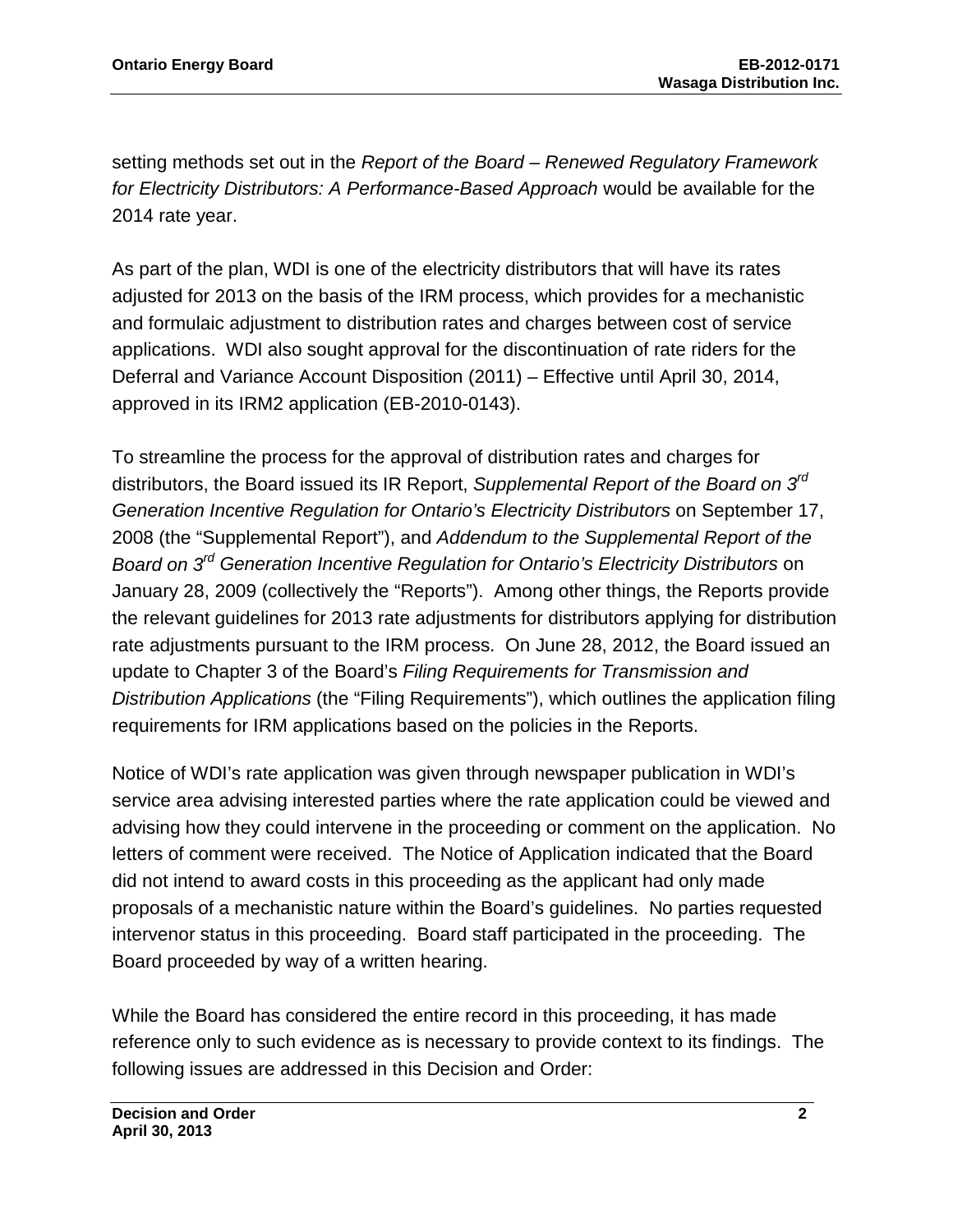setting methods set out in the *Report of the Board – Renewed Regulatory Framework for Electricity Distributors: A Performance-Based Approach* would be available for the 2014 rate year.

As part of the plan, WDI is one of the electricity distributors that will have its rates adjusted for 2013 on the basis of the IRM process, which provides for a mechanistic and formulaic adjustment to distribution rates and charges between cost of service applications. WDI also sought approval for the discontinuation of rate riders for the Deferral and Variance Account Disposition (2011) – Effective until April 30, 2014, approved in its IRM2 application (EB-2010-0143).

To streamline the process for the approval of distribution rates and charges for distributors, the Board issued its IR Report, *Supplemental Report of the Board on 3rd Generation Incentive Regulation for Ontario's Electricity Distributors* on September 17, 2008 (the "Supplemental Report"), and *Addendum to the Supplemental Report of the Board on 3rd Generation Incentive Regulation for Ontario's Electricity Distributors* on January 28, 2009 (collectively the "Reports"). Among other things, the Reports provide the relevant guidelines for 2013 rate adjustments for distributors applying for distribution rate adjustments pursuant to the IRM process. On June 28, 2012, the Board issued an update to Chapter 3 of the Board's *Filing Requirements for Transmission and Distribution Applications* (the "Filing Requirements"), which outlines the application filing requirements for IRM applications based on the policies in the Reports.

Notice of WDI's rate application was given through newspaper publication in WDI's service area advising interested parties where the rate application could be viewed and advising how they could intervene in the proceeding or comment on the application. No letters of comment were received. The Notice of Application indicated that the Board did not intend to award costs in this proceeding as the applicant had only made proposals of a mechanistic nature within the Board's guidelines. No parties requested intervenor status in this proceeding. Board staff participated in the proceeding. The Board proceeded by way of a written hearing.

While the Board has considered the entire record in this proceeding, it has made reference only to such evidence as is necessary to provide context to its findings. The following issues are addressed in this Decision and Order: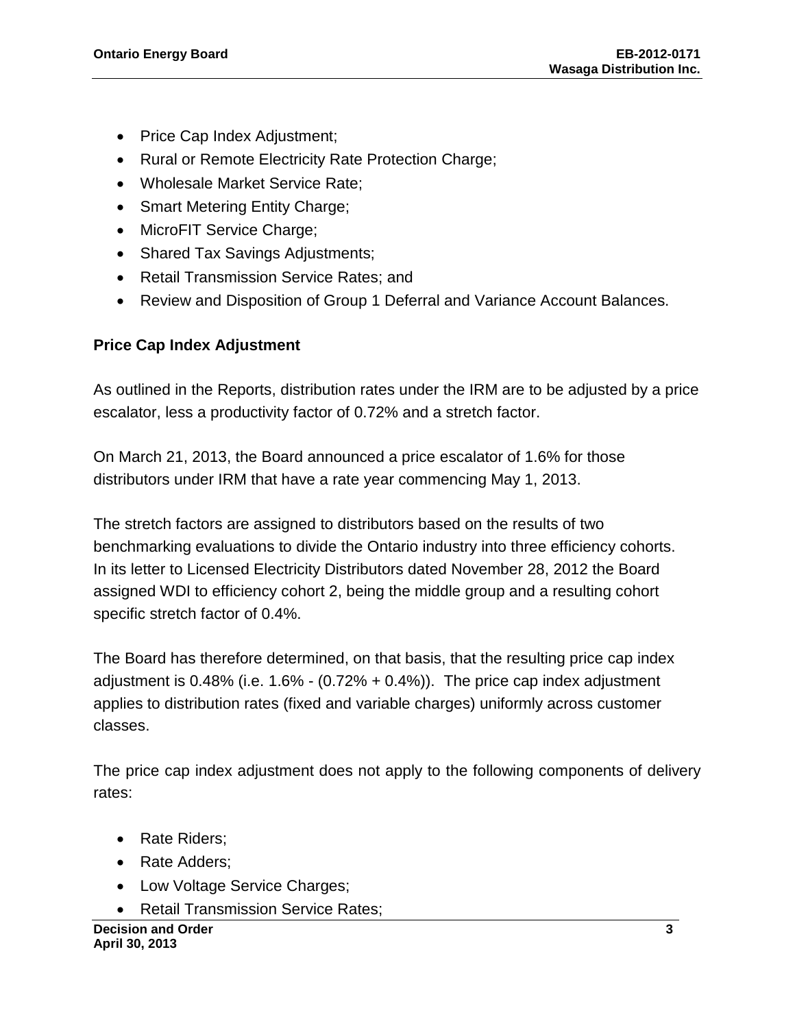- Price Cap Index Adjustment;
- Rural or Remote Electricity Rate Protection Charge;
- Wholesale Market Service Rate;
- Smart Metering Entity Charge;
- MicroFIT Service Charge;
- Shared Tax Savings Adjustments;
- Retail Transmission Service Rates; and
- Review and Disposition of Group 1 Deferral and Variance Account Balances.

### Price Cap Index Adjustment

As outlined in the Reports, distribution rates under the IRM are to be adjusted by a price escalator, less a productivity factor of 0.72% and a stretch factor.

On March 21, 2013, the Board announced a price escalator of 1.6% for those distributors under IRM that have a rate year commencing May 1, 2013.

The stretch factors are assigned to distributors based on the results of two benchmarking evaluations to divide the Ontario industry into three efficiency cohorts. In its letter to Licensed Electricity Distributors dated November 28, 2012 the Board assigned WDI to efficiency cohort 2, being the middle group and a resulting cohort specific stretch factor of 0.4%.

The Board has therefore determined, on that basis, that the resulting price cap index adjustment is 0.48% (i.e. 1.6% - (0.72% + 0.4%)). The price cap index adjustment applies to distribution rates (fixed and variable charges) uniformly across customer classes.

The price cap index adjustment does not apply to the following components of delivery rates:

- Rate Riders;
- Rate Adders;
- Low Voltage Service Charges;
- Retail Transmission Service Rates;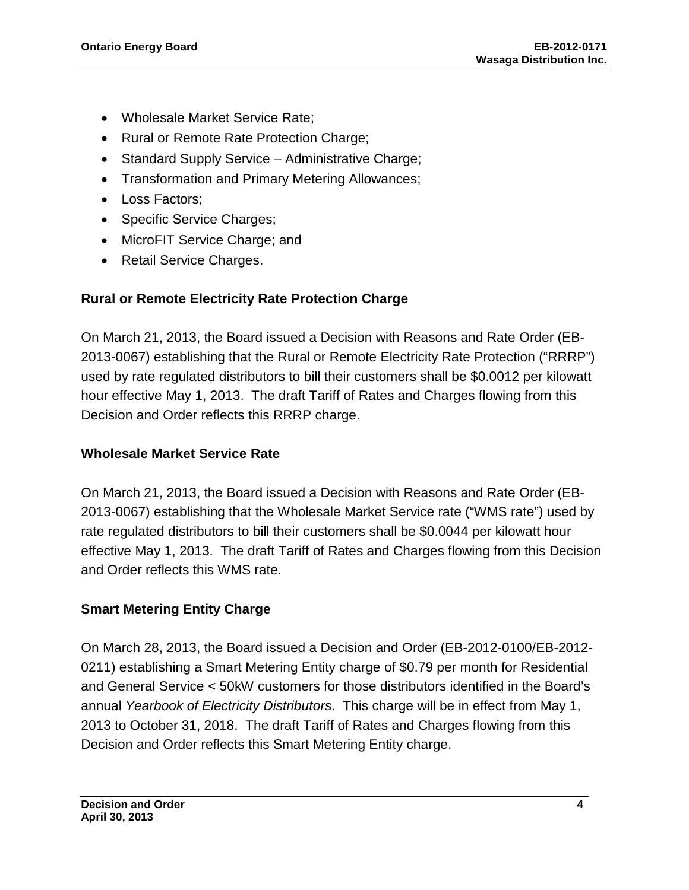- Wholesale Market Service Rate;
- Rural or Remote Rate Protection Charge;
- Standard Supply Service – Administrative Charge;
- Transformation and Primary Metering Allowances;
- Loss Factors;
- Specific Service Charges;
- MicroFIT Service Charge; and
- Retail Service Charges.

## Rural or Remote Electricity Rate Protection Charge

On March 21, 2013, the Board issued a Decision with Reasons and Rate Order (EB-2013-0067) establishing that the Rural or Remote Electricity Rate Protection ("RRRP") used by rate regulated distributors to bill their customers shall be $0.0012 per kilowatt hour effective May 1, 2013. The draft Tariff of Rates and Charges flowing from this Decision and Order reflects this RRRP charge.

## Wholesale Market Service Rate

On March 21, 2013, the Board issued a Decision with Reasons and Rate Order (EB-2013-0067) establishing that the Wholesale Market Service rate ("WMS rate") used by rate regulated distributors to bill their customers shall be $0.0044 per kilowatt hour effective May 1, 2013. The draft Tariff of Rates and Charges flowing from this Decision and Order reflects this WMS rate.

## Smart Metering Entity Charge

On March 28, 2013, the Board issued a Decision and Order (EB-2012-0100/EB-2012-0211) establishing a Smart Metering Entity charge of $0.79 per month for Residential and General Service < 50kW customers for those distributors identified in the Board's annual *Yearbook of Electricity Distributors*. This charge will be in effect from May 1, 2013 to October 31, 2018. The draft Tariff of Rates and Charges flowing from this Decision and Order reflects this Smart Metering Entity charge.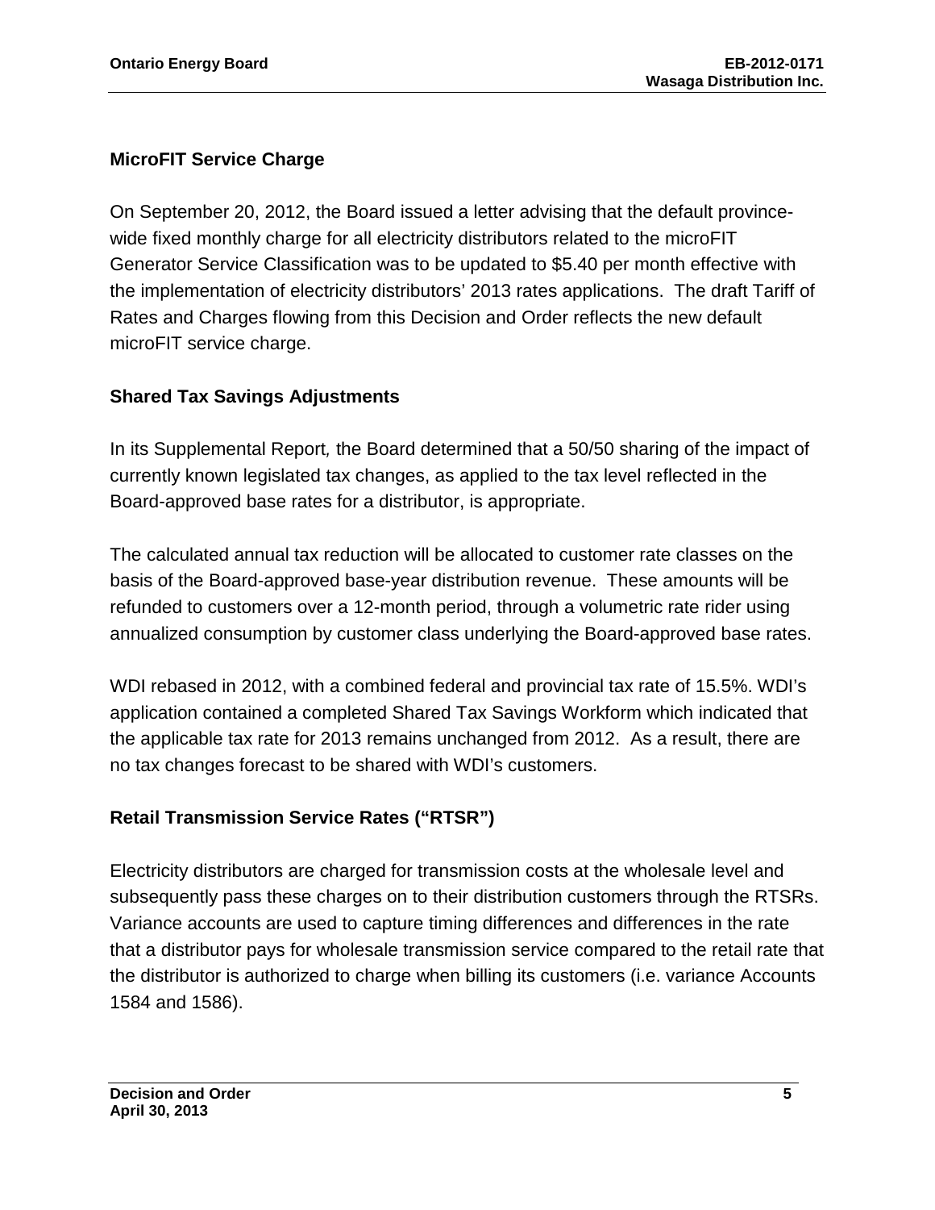## MicroFIT Service Charge

On September 20, 2012, the Board issued a letter advising that the default province-wide fixed monthly charge for all electricity distributors related to the microFIT Generator Service Classification was to be updated to $5.40 per month effective with the implementation of electricity distributors' 2013 rates applications. The draft Tariff of Rates and Charges flowing from this Decision and Order reflects the new default microFIT service charge.

## Shared Tax Savings Adjustments

In its Supplemental Report*,* the Board determined that a 50/50 sharing of the impact of currently known legislated tax changes, as applied to the tax level reflected in the Board-approved base rates for a distributor, is appropriate.

The calculated annual tax reduction will be allocated to customer rate classes on the basis of the Board-approved base-year distribution revenue. These amounts will be refunded to customers over a 12-month period, through a volumetric rate rider using annualized consumption by customer class underlying the Board-approved base rates.

WDI rebased in 2012, with a combined federal and provincial tax rate of 15.5%. WDI's application contained a completed Shared Tax Savings Workform which indicated that the applicable tax rate for 2013 remains unchanged from 2012. As a result, there are no tax changes forecast to be shared with WDI's customers.

## Retail Transmission Service Rates ("RTSR")

Electricity distributors are charged for transmission costs at the wholesale level and subsequently pass these charges on to their distribution customers through the RTSRs. Variance accounts are used to capture timing differences and differences in the rate that a distributor pays for wholesale transmission service compared to the retail rate that the distributor is authorized to charge when billing its customers (i.e. variance Accounts 1584 and 1586).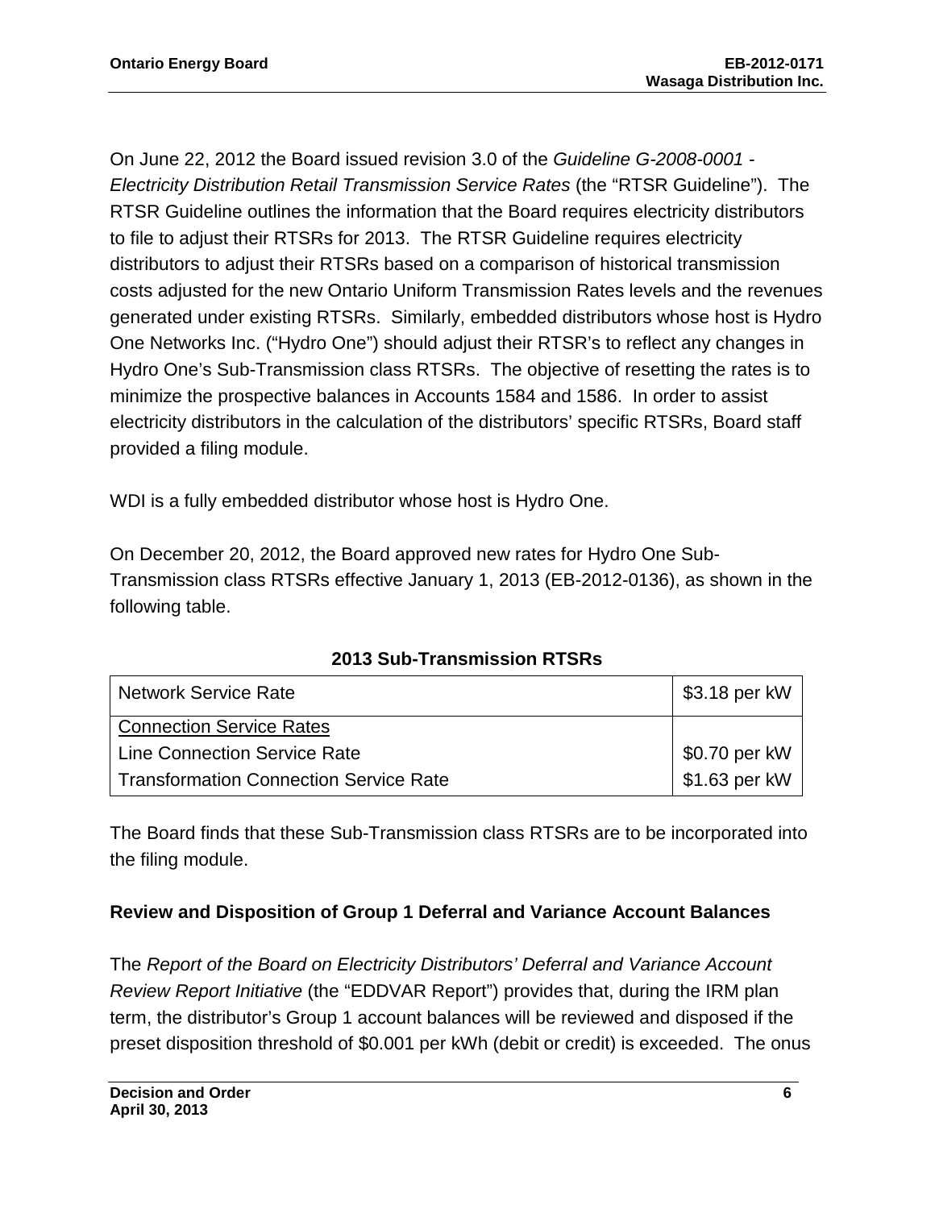On June 22, 2012 the Board issued revision 3.0 of the *Guideline G-2008-0001 - Electricity Distribution Retail Transmission Service Rates* (the "RTSR Guideline"). The RTSR Guideline outlines the information that the Board requires electricity distributors to file to adjust their RTSRs for 2013. The RTSR Guideline requires electricity distributors to adjust their RTSRs based on a comparison of historical transmission costs adjusted for the new Ontario Uniform Transmission Rates levels and the revenues generated under existing RTSRs. Similarly, embedded distributors whose host is Hydro One Networks Inc. ("Hydro One") should adjust their RTSR's to reflect any changes in Hydro One's Sub-Transmission class RTSRs. The objective of resetting the rates is to minimize the prospective balances in Accounts 1584 and 1586. In order to assist electricity distributors in the calculation of the distributors' specific RTSRs, Board staff provided a filing module.

WDI is a fully embedded distributor whose host is Hydro One.

On December 20, 2012, the Board approved new rates for Hydro One Sub-Transmission class RTSRs effective January 1, 2013 (EB-2012-0136), as shown in the following table.

**2013 Sub-Transmission RTSRs**

| | |
|---|---|
| Network Service Rate | \$3.18 per kW |
| Connection Service Rates | |
| Line Connection Service Rate | \$0.70 per kW |
| Transformation Connection Service Rate | \$1.63 per kW |

The Board finds that these Sub-Transmission class RTSRs are to be incorporated into the filing module.

**Review and Disposition of Group 1 Deferral and Variance Account Balances**

The *Report of the Board on Electricity Distributors' Deferral and Variance Account Review Report Initiative* (the "EDDVAR Report") provides that, during the IRM plan term, the distributor's Group 1 account balances will be reviewed and disposed if the preset disposition threshold of \$0.001 per kWh (debit or credit) is exceeded. The onus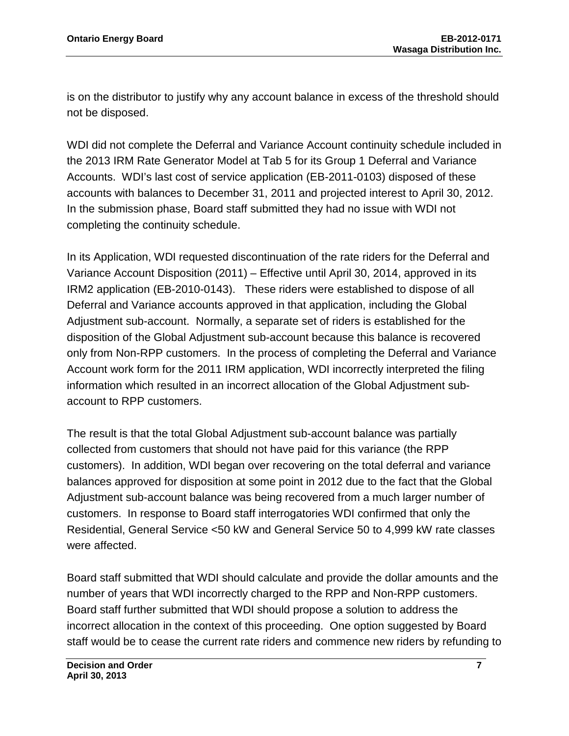is on the distributor to justify why any account balance in excess of the threshold should not be disposed.

WDI did not complete the Deferral and Variance Account continuity schedule included in the 2013 IRM Rate Generator Model at Tab 5 for its Group 1 Deferral and Variance Accounts. WDI's last cost of service application (EB-2011-0103) disposed of these accounts with balances to December 31, 2011 and projected interest to April 30, 2012. In the submission phase, Board staff submitted they had no issue with WDI not completing the continuity schedule.

In its Application, WDI requested discontinuation of the rate riders for the Deferral and Variance Account Disposition (2011) – Effective until April 30, 2014, approved in its IRM2 application (EB-2010-0143). These riders were established to dispose of all Deferral and Variance accounts approved in that application, including the Global Adjustment sub-account. Normally, a separate set of riders is established for the disposition of the Global Adjustment sub-account because this balance is recovered only from Non-RPP customers. In the process of completing the Deferral and Variance Account work form for the 2011 IRM application, WDI incorrectly interpreted the filing information which resulted in an incorrect allocation of the Global Adjustment sub-account to RPP customers.

The result is that the total Global Adjustment sub-account balance was partially collected from customers that should not have paid for this variance (the RPP customers). In addition, WDI began over recovering on the total deferral and variance balances approved for disposition at some point in 2012 due to the fact that the Global Adjustment sub-account balance was being recovered from a much larger number of customers. In response to Board staff interrogatories WDI confirmed that only the Residential, General Service <50 kW and General Service 50 to 4,999 kW rate classes were affected.

Board staff submitted that WDI should calculate and provide the dollar amounts and the number of years that WDI incorrectly charged to the RPP and Non-RPP customers. Board staff further submitted that WDI should propose a solution to address the incorrect allocation in the context of this proceeding. One option suggested by Board staff would be to cease the current rate riders and commence new riders by refunding to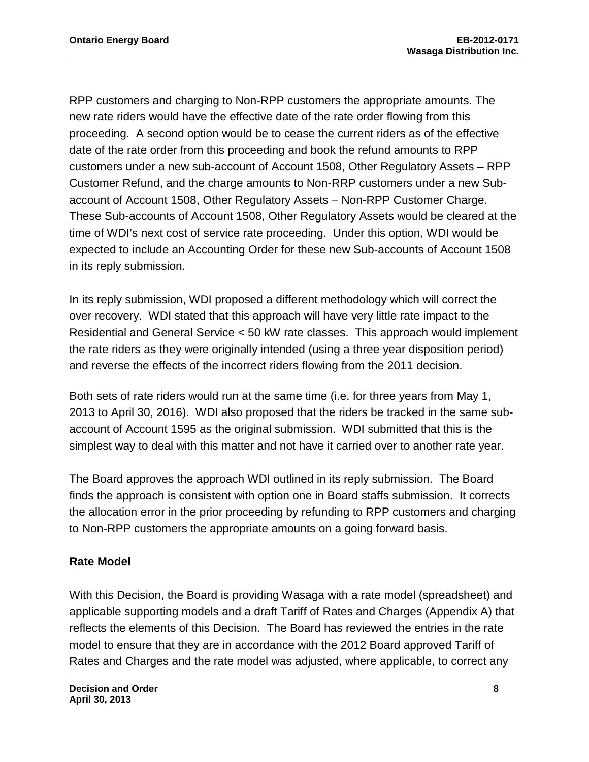RPP customers and charging to Non-RPP customers the appropriate amounts. The new rate riders would have the effective date of the rate order flowing from this proceeding. A second option would be to cease the current riders as of the effective date of the rate order from this proceeding and book the refund amounts to RPP customers under a new sub-account of Account 1508, Other Regulatory Assets – RPP Customer Refund, and the charge amounts to Non-RRP customers under a new Sub-account of Account 1508, Other Regulatory Assets – Non-RPP Customer Charge. These Sub-accounts of Account 1508, Other Regulatory Assets would be cleared at the time of WDI's next cost of service rate proceeding. Under this option, WDI would be expected to include an Accounting Order for these new Sub-accounts of Account 1508 in its reply submission.

In its reply submission, WDI proposed a different methodology which will correct the over recovery. WDI stated that this approach will have very little rate impact to the Residential and General Service < 50 kW rate classes. This approach would implement the rate riders as they were originally intended (using a three year disposition period) and reverse the effects of the incorrect riders flowing from the 2011 decision.

Both sets of rate riders would run at the same time (i.e. for three years from May 1, 2013 to April 30, 2016). WDI also proposed that the riders be tracked in the same sub-account of Account 1595 as the original submission. WDI submitted that this is the simplest way to deal with this matter and not have it carried over to another rate year.

The Board approves the approach WDI outlined in its reply submission. The Board finds the approach is consistent with option one in Board staffs submission. It corrects the allocation error in the prior proceeding by refunding to RPP customers and charging to Non-RPP customers the appropriate amounts on a going forward basis.

## Rate Model

With this Decision, the Board is providing Wasaga with a rate model (spreadsheet) and applicable supporting models and a draft Tariff of Rates and Charges (Appendix A) that reflects the elements of this Decision. The Board has reviewed the entries in the rate model to ensure that they are in accordance with the 2012 Board approved Tariff of Rates and Charges and the rate model was adjusted, where applicable, to correct any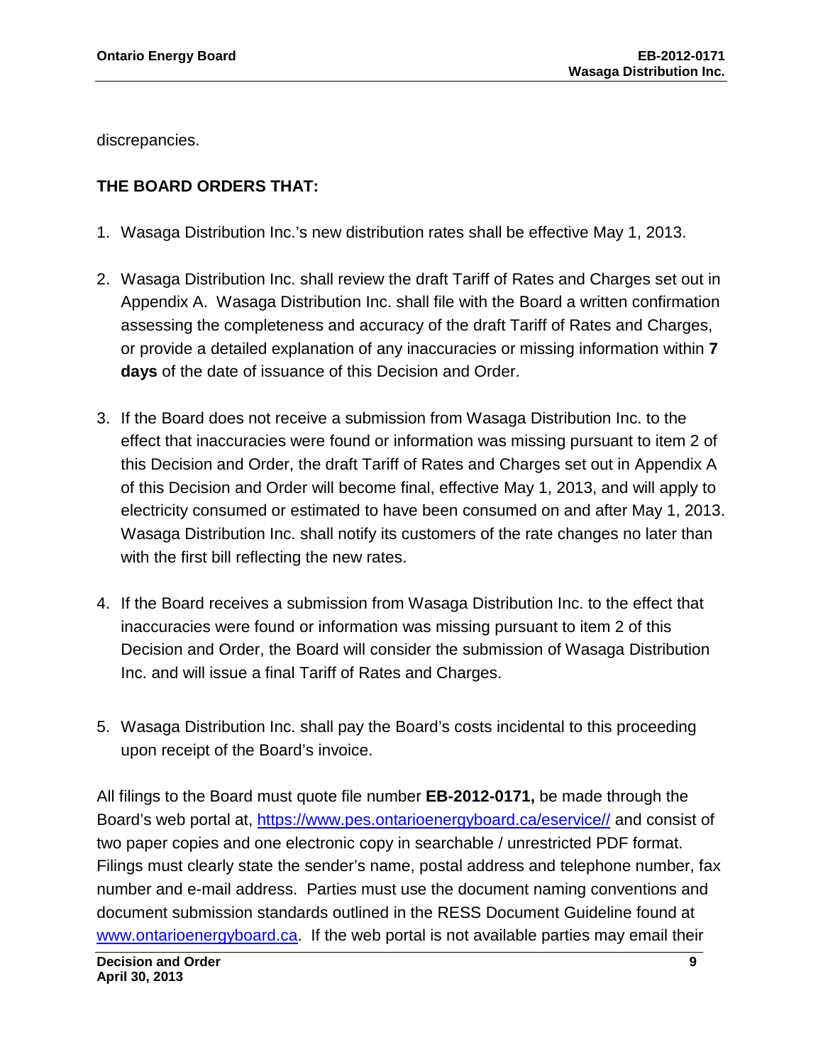discrepancies.

**THE BOARD ORDERS THAT:**

1. Wasaga Distribution Inc.'s new distribution rates shall be effective May 1, 2013.

2. Wasaga Distribution Inc. shall review the draft Tariff of Rates and Charges set out in Appendix A. Wasaga Distribution Inc. shall file with the Board a written confirmation assessing the completeness and accuracy of the draft Tariff of Rates and Charges, or provide a detailed explanation of any inaccuracies or missing information within **7 days** of the date of issuance of this Decision and Order.

3. If the Board does not receive a submission from Wasaga Distribution Inc. to the effect that inaccuracies were found or information was missing pursuant to item 2 of this Decision and Order, the draft Tariff of Rates and Charges set out in Appendix A of this Decision and Order will become final, effective May 1, 2013, and will apply to electricity consumed or estimated to have been consumed on and after May 1, 2013. Wasaga Distribution Inc. shall notify its customers of the rate changes no later than with the first bill reflecting the new rates.

4. If the Board receives a submission from Wasaga Distribution Inc. to the effect that inaccuracies were found or information was missing pursuant to item 2 of this Decision and Order, the Board will consider the submission of Wasaga Distribution Inc. and will issue a final Tariff of Rates and Charges.

5. Wasaga Distribution Inc. shall pay the Board's costs incidental to this proceeding upon receipt of the Board's invoice.

All filings to the Board must quote file number **EB-2012-0171,** be made through the Board's web portal at, https://www.pes.ontarioenergyboard.ca/eservice// and consist of two paper copies and one electronic copy in searchable / unrestricted PDF format. Filings must clearly state the sender's name, postal address and telephone number, fax number and e-mail address. Parties must use the document naming conventions and document submission standards outlined in the RESS Document Guideline found at www.ontarioenergyboard.ca. If the web portal is not available parties may email their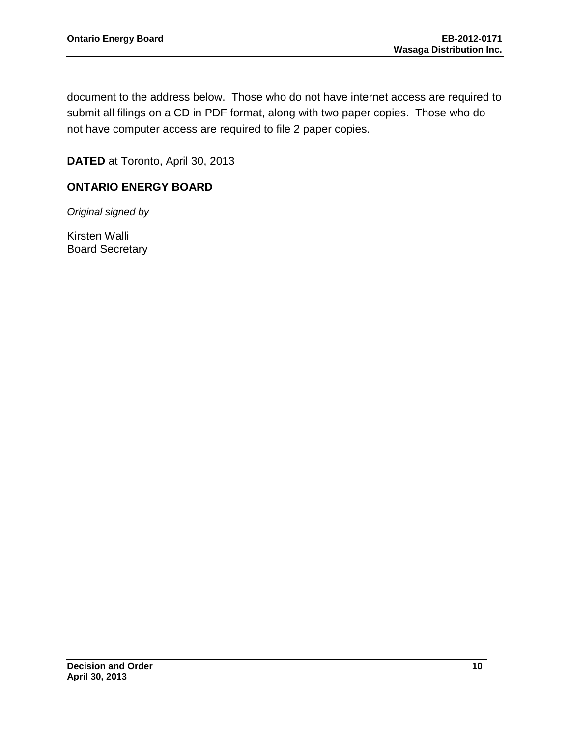document to the address below. Those who do not have internet access are required to submit all filings on a CD in PDF format, along with two paper copies. Those who do not have computer access are required to file 2 paper copies.

**DATED** at Toronto, April 30, 2013

**ONTARIO ENERGY BOARD**

*Original signed by*

Kirsten Walli
Board Secretary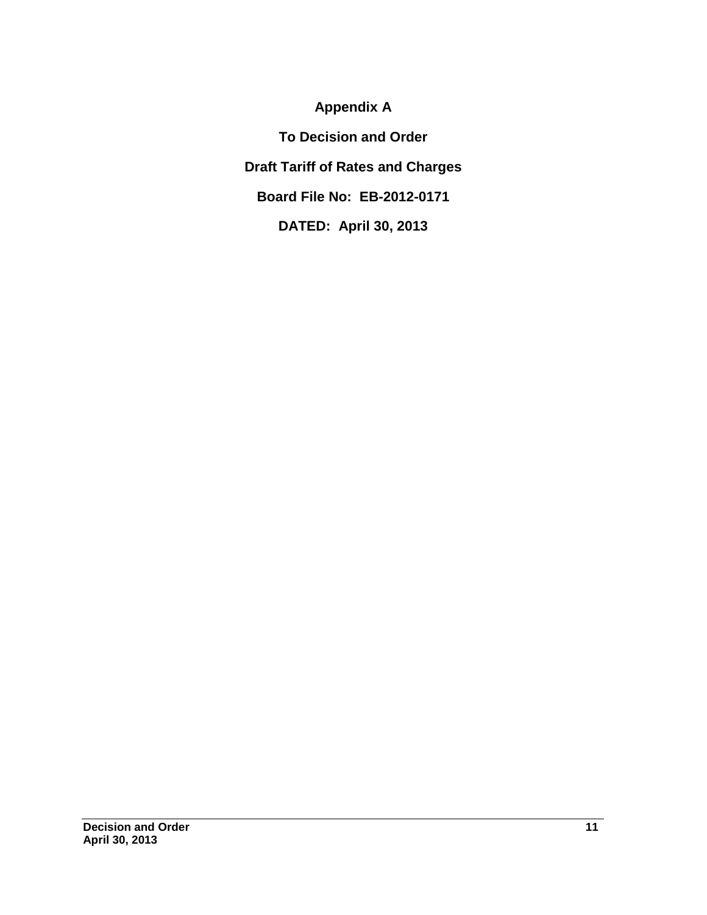**Appendix A**

**To Decision and Order**

**Draft Tariff of Rates and Charges**

**Board File No: EB-2012-0171**

**DATED: April 30, 2013**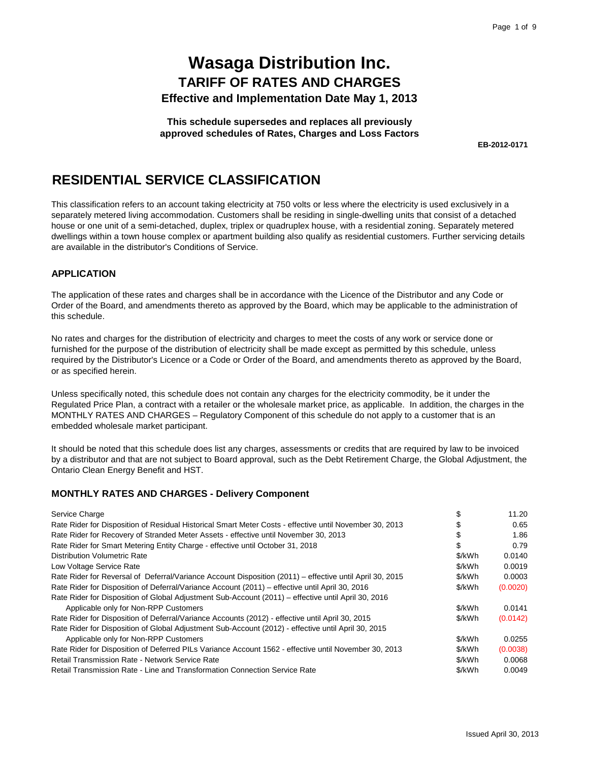# Wasaga Distribution Inc.

## TARIFF OF RATES AND CHARGES

### Effective and Implementation Date May 1, 2013

**This schedule supersedes and replaces all previously approved schedules of Rates, Charges and Loss Factors**

**EB-2012-0171**

## RESIDENTIAL SERVICE CLASSIFICATION

This classification refers to an account taking electricity at 750 volts or less where the electricity is used exclusively in a separately metered living accommodation. Customers shall be residing in single-dwelling units that consist of a detached house or one unit of a semi-detached, duplex, triplex or quadruplex house, with a residential zoning. Separately metered dwellings within a town house complex or apartment building also qualify as residential customers. Further servicing details are available in the distributor's Conditions of Service.

### APPLICATION

The application of these rates and charges shall be in accordance with the Licence of the Distributor and any Code or Order of the Board, and amendments thereto as approved by the Board, which may be applicable to the administration of this schedule.

No rates and charges for the distribution of electricity and charges to meet the costs of any work or service done or furnished for the purpose of the distribution of electricity shall be made except as permitted by this schedule, unless required by the Distributor's Licence or a Code or Order of the Board, and amendments thereto as approved by the Board, or as specified herein.

Unless specifically noted, this schedule does not contain any charges for the electricity commodity, be it under the Regulated Price Plan, a contract with a retailer or the wholesale market price, as applicable. In addition, the charges in the MONTHLY RATES AND CHARGES – Regulatory Component of this schedule do not apply to a customer that is an embedded wholesale market participant.

It should be noted that this schedule does list any charges, assessments or credits that are required by law to be invoiced by a distributor and that are not subject to Board approval, such as the Debt Retirement Charge, the Global Adjustment, the Ontario Clean Energy Benefit and HST.

### MONTHLY RATES AND CHARGES - Delivery Component

| Description | Unit | Rate |
|---|---|---|
| Service Charge | $ | 11.20 |
| Rate Rider for Disposition of Residual Historical Smart Meter Costs - effective until November 30, 2013 | $ | 0.65 |
| Rate Rider for Recovery of Stranded Meter Assets - effective until November 30, 2013 | $ | 1.86 |
| Rate Rider for Smart Metering Entity Charge - effective until October 31, 2018 | $ | 0.79 |
| Distribution Volumetric Rate | $/kWh | 0.0140 |
| Low Voltage Service Rate | $/kWh | 0.0019 |
| Rate Rider for Reversal of Deferral/Variance Account Disposition (2011) – effective until April 30, 2015 | $/kWh | 0.0003 |
| Rate Rider for Disposition of Deferral/Variance Account (2011) – effective until April 30, 2016 | $/kWh | (0.0020) |
| Rate Rider for Disposition of Global Adjustment Sub-Account (2011) – effective until April 30, 2016 Applicable only for Non-RPP Customers | $/kWh | 0.0141 |
| Rate Rider for Disposition of Deferral/Variance Accounts (2012) - effective until April 30, 2015 | $/kWh | (0.0142) |
| Rate Rider for Disposition of Global Adjustment Sub-Account (2012) - effective until April 30, 2015 Applicable only for Non-RPP Customers | $/kWh | 0.0255 |
| Rate Rider for Disposition of Deferred PILs Variance Account 1562 - effective until November 30, 2013 | $/kWh | (0.0038) |
| Retail Transmission Rate - Network Service Rate | $/kWh | 0.0068 |
| Retail Transmission Rate - Line and Transformation Connection Service Rate | $/kWh | 0.0049 |

Issued April 30, 2013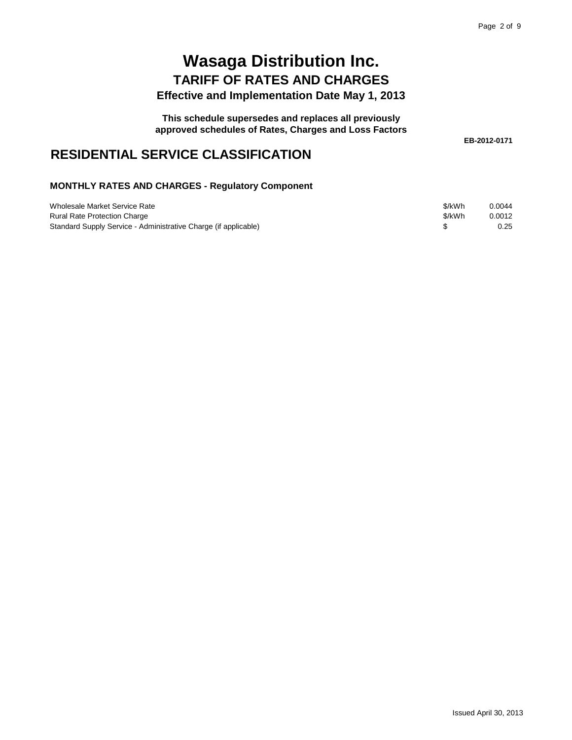# Wasaga Distribution Inc.

## TARIFF OF RATES AND CHARGES

**Effective and Implementation Date May 1, 2013**

**This schedule supersedes and replaces all previously approved schedules of Rates, Charges and Loss Factors**

**EB-2012-0171**

## RESIDENTIAL SERVICE CLASSIFICATION

### MONTHLY RATES AND CHARGES - Regulatory Component

| | | |
|---|---|---|
| Wholesale Market Service Rate | $/kWh | 0.0044 |
| Rural Rate Protection Charge | $/kWh | 0.0012 |
| Standard Supply Service - Administrative Charge (if applicable) | $ | 0.25 |

Issued April 30, 2013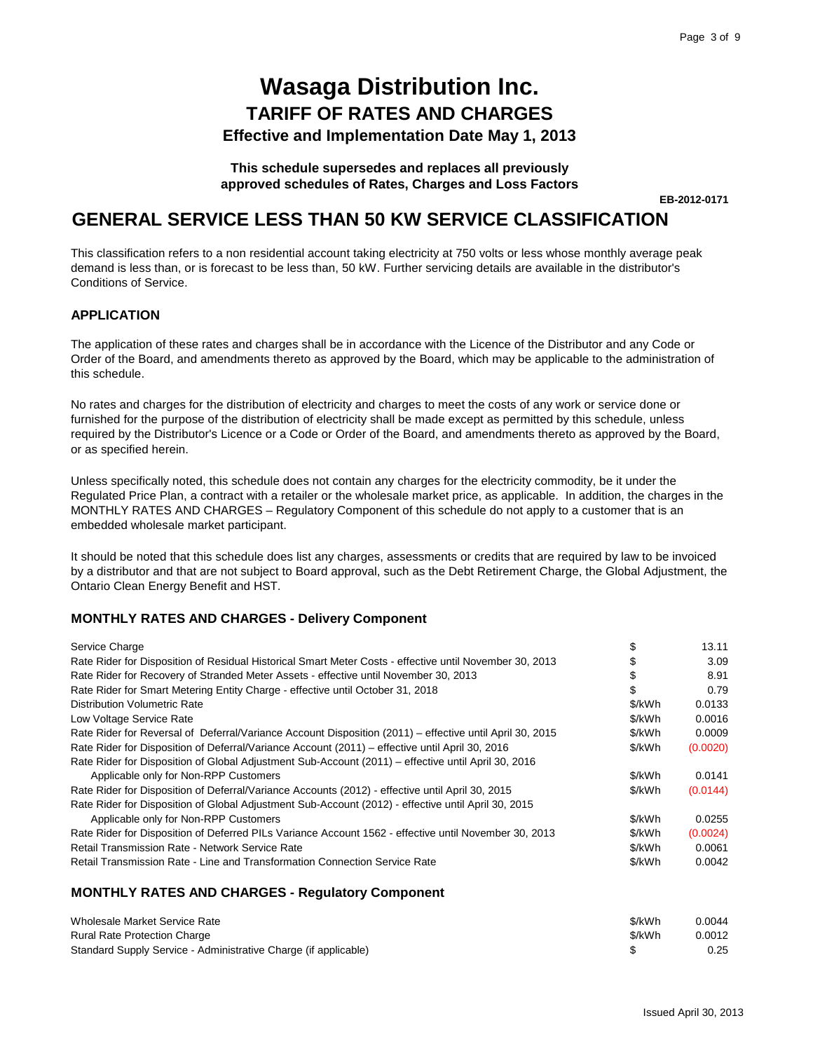# Wasaga Distribution Inc.

## TARIFF OF RATES AND CHARGES

### Effective and Implementation Date May 1, 2013

**This schedule supersedes and replaces all previously approved schedules of Rates, Charges and Loss Factors**

**EB-2012-0171**

## GENERAL SERVICE LESS THAN 50 KW SERVICE CLASSIFICATION

This classification refers to a non residential account taking electricity at 750 volts or less whose monthly average peak demand is less than, or is forecast to be less than, 50 kW. Further servicing details are available in the distributor's Conditions of Service.

### APPLICATION

The application of these rates and charges shall be in accordance with the Licence of the Distributor and any Code or Order of the Board, and amendments thereto as approved by the Board, which may be applicable to the administration of this schedule.

No rates and charges for the distribution of electricity and charges to meet the costs of any work or service done or furnished for the purpose of the distribution of electricity shall be made except as permitted by this schedule, unless required by the Distributor's Licence or a Code or Order of the Board, and amendments thereto as approved by the Board, or as specified herein.

Unless specifically noted, this schedule does not contain any charges for the electricity commodity, be it under the Regulated Price Plan, a contract with a retailer or the wholesale market price, as applicable. In addition, the charges in the MONTHLY RATES AND CHARGES – Regulatory Component of this schedule do not apply to a customer that is an embedded wholesale market participant.

It should be noted that this schedule does list any charges, assessments or credits that are required by law to be invoiced by a distributor and that are not subject to Board approval, such as the Debt Retirement Charge, the Global Adjustment, the Ontario Clean Energy Benefit and HST.

### MONTHLY RATES AND CHARGES - Delivery Component

| | | |
|---|---|---|
| Service Charge | $ | 13.11 |
| Rate Rider for Disposition of Residual Historical Smart Meter Costs - effective until November 30, 2013 | $ | 3.09 |
| Rate Rider for Recovery of Stranded Meter Assets - effective until November 30, 2013 | $ | 8.91 |
| Rate Rider for Smart Metering Entity Charge - effective until October 31, 2018 | $ | 0.79 |
| Distribution Volumetric Rate | $/kWh | 0.0133 |
| Low Voltage Service Rate | $/kWh | 0.0016 |
| Rate Rider for Reversal of Deferral/Variance Account Disposition (2011) – effective until April 30, 2015 | $/kWh | 0.0009 |
| Rate Rider for Disposition of Deferral/Variance Account (2011) – effective until April 30, 2016 | $/kWh | (0.0020) |
| Rate Rider for Disposition of Global Adjustment Sub-Account (2011) – effective until April 30, 2016 Applicable only for Non-RPP Customers | $/kWh | 0.0141 |
| Rate Rider for Disposition of Deferral/Variance Accounts (2012) - effective until April 30, 2015 | $/kWh | (0.0144) |
| Rate Rider for Disposition of Global Adjustment Sub-Account (2012) - effective until April 30, 2015 Applicable only for Non-RPP Customers | $/kWh | 0.0255 |
| Rate Rider for Disposition of Deferred PILs Variance Account 1562 - effective until November 30, 2013 | $/kWh | (0.0024) |
| Retail Transmission Rate - Network Service Rate | $/kWh | 0.0061 |
| Retail Transmission Rate - Line and Transformation Connection Service Rate | $/kWh | 0.0042 |

### MONTHLY RATES AND CHARGES - Regulatory Component

| | | |
|---|---|---|
| Wholesale Market Service Rate | $/kWh | 0.0044 |
| Rural Rate Protection Charge | $/kWh | 0.0012 |
| Standard Supply Service - Administrative Charge (if applicable) | $ | 0.25 |

Issued April 30, 2013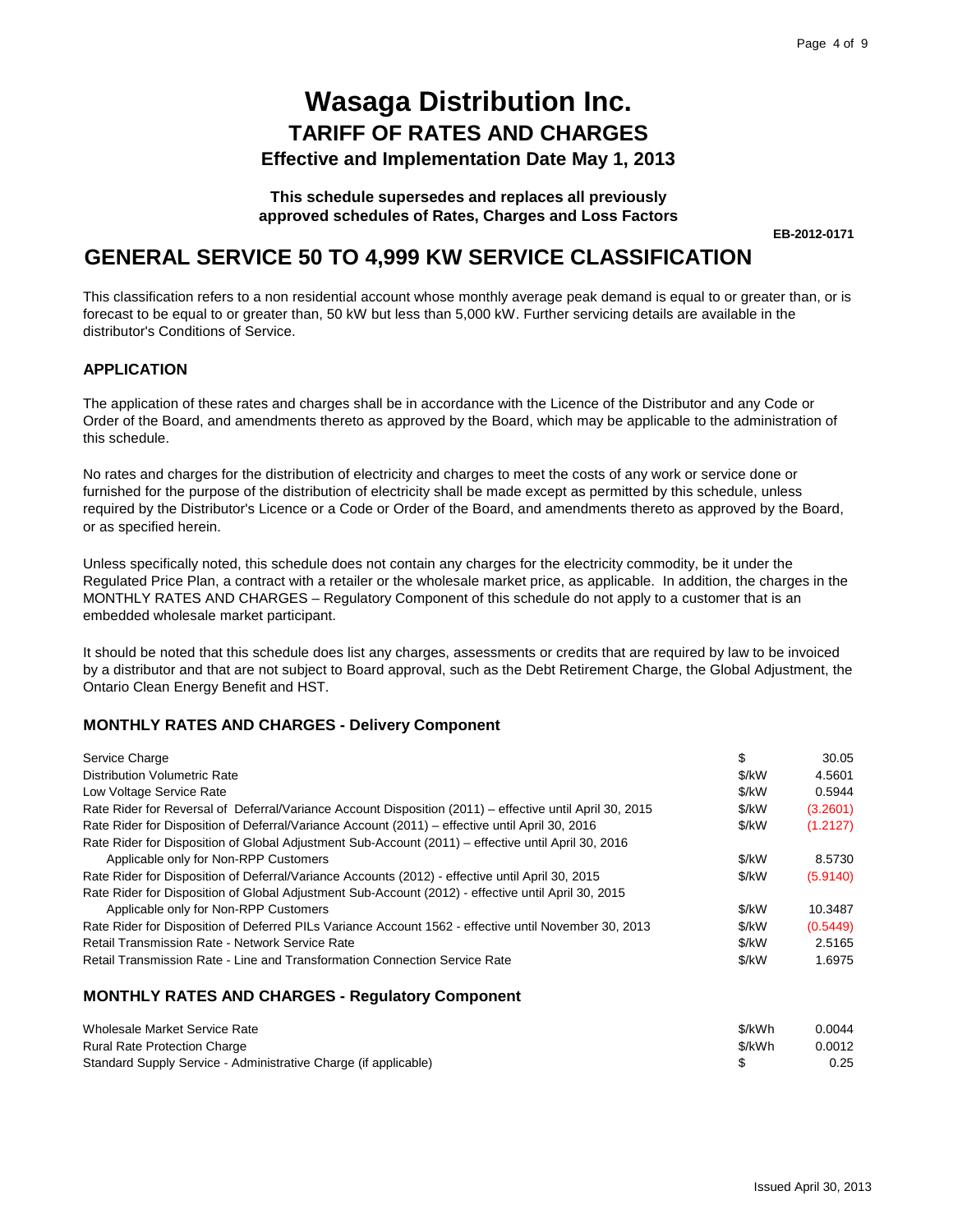# Wasaga Distribution Inc.

## TARIFF OF RATES AND CHARGES

### Effective and Implementation Date May 1, 2013

**This schedule supersedes and replaces all previously approved schedules of Rates, Charges and Loss Factors**

**EB-2012-0171**

# GENERAL SERVICE 50 TO 4,999 KW SERVICE CLASSIFICATION

This classification refers to a non residential account whose monthly average peak demand is equal to or greater than, or is forecast to be equal to or greater than, 50 kW but less than 5,000 kW. Further servicing details are available in the distributor's Conditions of Service.

### APPLICATION

The application of these rates and charges shall be in accordance with the Licence of the Distributor and any Code or Order of the Board, and amendments thereto as approved by the Board, which may be applicable to the administration of this schedule.

No rates and charges for the distribution of electricity and charges to meet the costs of any work or service done or furnished for the purpose of the distribution of electricity shall be made except as permitted by this schedule, unless required by the Distributor's Licence or a Code or Order of the Board, and amendments thereto as approved by the Board, or as specified herein.

Unless specifically noted, this schedule does not contain any charges for the electricity commodity, be it under the Regulated Price Plan, a contract with a retailer or the wholesale market price, as applicable. In addition, the charges in the MONTHLY RATES AND CHARGES – Regulatory Component of this schedule do not apply to a customer that is an embedded wholesale market participant.

It should be noted that this schedule does list any charges, assessments or credits that are required by law to be invoiced by a distributor and that are not subject to Board approval, such as the Debt Retirement Charge, the Global Adjustment, the Ontario Clean Energy Benefit and HST.

### MONTHLY RATES AND CHARGES - Delivery Component

| | | |
|---|---|---|
| Service Charge | $ | 30.05 |
| Distribution Volumetric Rate | $/kW | 4.5601 |
| Low Voltage Service Rate | $/kW | 0.5944 |
| Rate Rider for Reversal of Deferral/Variance Account Disposition (2011) – effective until April 30, 2015 | $/kW | (3.2601) |
| Rate Rider for Disposition of Deferral/Variance Account (2011) – effective until April 30, 2016 | $/kW | (1.2127) |
| Rate Rider for Disposition of Global Adjustment Sub-Account (2011) – effective until April 30, 2016 Applicable only for Non-RPP Customers | $/kW | 8.5730 |
| Rate Rider for Disposition of Deferral/Variance Accounts (2012) - effective until April 30, 2015 | $/kW | (5.9140) |
| Rate Rider for Disposition of Global Adjustment Sub-Account (2012) - effective until April 30, 2015 Applicable only for Non-RPP Customers | $/kW | 10.3487 |
| Rate Rider for Disposition of Deferred PILs Variance Account 1562 - effective until November 30, 2013 | $/kW | (0.5449) |
| Retail Transmission Rate - Network Service Rate | $/kW | 2.5165 |
| Retail Transmission Rate - Line and Transformation Connection Service Rate | $/kW | 1.6975 |

### MONTHLY RATES AND CHARGES - Regulatory Component

| | | |
|---|---|---|
| Wholesale Market Service Rate | $/kWh | 0.0044 |
| Rural Rate Protection Charge | $/kWh | 0.0012 |
| Standard Supply Service - Administrative Charge (if applicable) | $ | 0.25 |

Issued April 30, 2013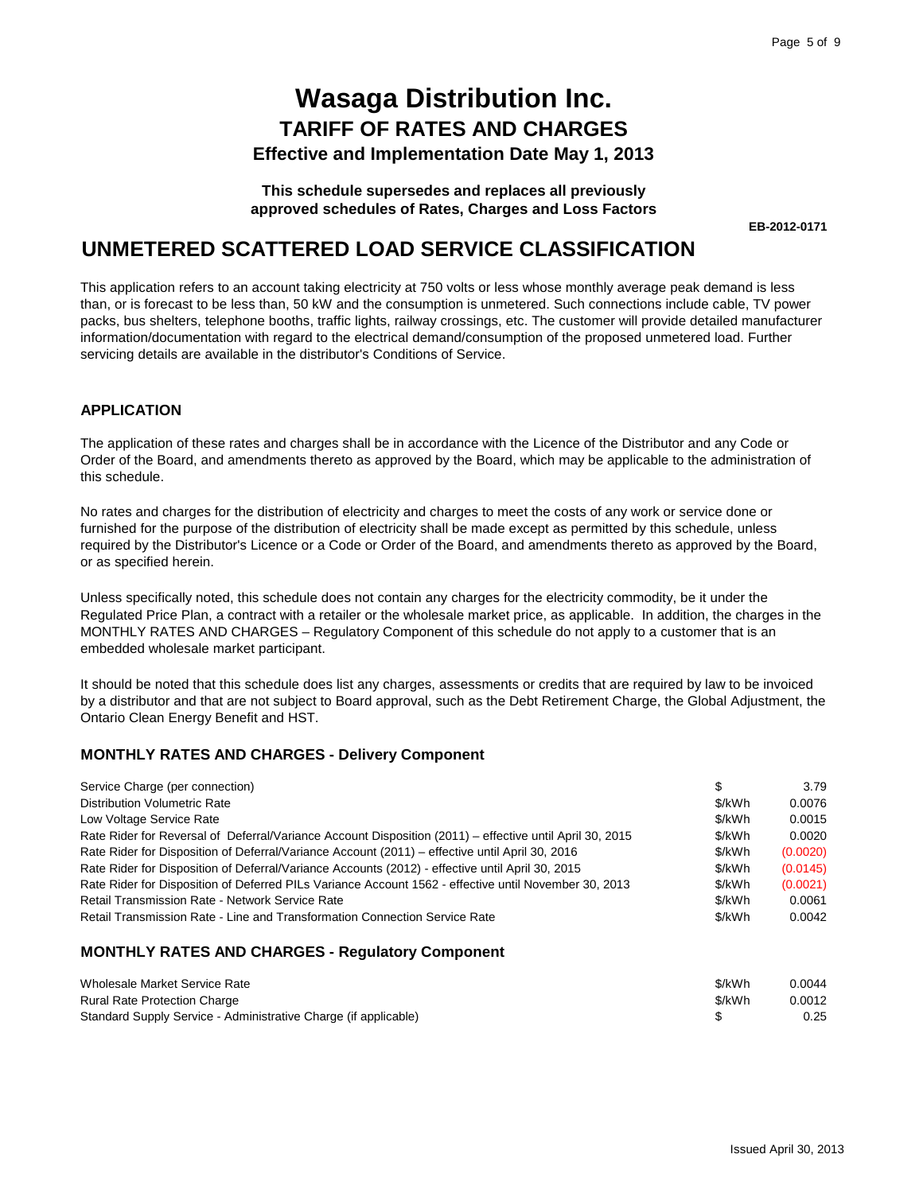# Wasaga Distribution Inc.

## TARIFF OF RATES AND CHARGES

### Effective and Implementation Date May 1, 2013

**This schedule supersedes and replaces all previously approved schedules of Rates, Charges and Loss Factors**

**EB-2012-0171**

## UNMETERED SCATTERED LOAD SERVICE CLASSIFICATION

This application refers to an account taking electricity at 750 volts or less whose monthly average peak demand is less than, or is forecast to be less than, 50 kW and the consumption is unmetered. Such connections include cable, TV power packs, bus shelters, telephone booths, traffic lights, railway crossings, etc. The customer will provide detailed manufacturer information/documentation with regard to the electrical demand/consumption of the proposed unmetered load. Further servicing details are available in the distributor's Conditions of Service.

### APPLICATION

The application of these rates and charges shall be in accordance with the Licence of the Distributor and any Code or Order of the Board, and amendments thereto as approved by the Board, which may be applicable to the administration of this schedule.

No rates and charges for the distribution of electricity and charges to meet the costs of any work or service done or furnished for the purpose of the distribution of electricity shall be made except as permitted by this schedule, unless required by the Distributor's Licence or a Code or Order of the Board, and amendments thereto as approved by the Board, or as specified herein.

Unless specifically noted, this schedule does not contain any charges for the electricity commodity, be it under the Regulated Price Plan, a contract with a retailer or the wholesale market price, as applicable. In addition, the charges in the MONTHLY RATES AND CHARGES – Regulatory Component of this schedule do not apply to a customer that is an embedded wholesale market participant.

It should be noted that this schedule does list any charges, assessments or credits that are required by law to be invoiced by a distributor and that are not subject to Board approval, such as the Debt Retirement Charge, the Global Adjustment, the Ontario Clean Energy Benefit and HST.

### MONTHLY RATES AND CHARGES - Delivery Component

| | | |
|---|---|---|
| Service Charge (per connection) | $ | 3.79 |
| Distribution Volumetric Rate | $/kWh | 0.0076 |
| Low Voltage Service Rate | $/kWh | 0.0015 |
| Rate Rider for Reversal of Deferral/Variance Account Disposition (2011) – effective until April 30, 2015 | $/kWh | 0.0020 |
| Rate Rider for Disposition of Deferral/Variance Account (2011) – effective until April 30, 2016 | $/kWh | (0.0020) |
| Rate Rider for Disposition of Deferral/Variance Accounts (2012) - effective until April 30, 2015 | $/kWh | (0.0145) |
| Rate Rider for Disposition of Deferred PILs Variance Account 1562 - effective until November 30, 2013 | $/kWh | (0.0021) |
| Retail Transmission Rate - Network Service Rate | $/kWh | 0.0061 |
| Retail Transmission Rate - Line and Transformation Connection Service Rate | $/kWh | 0.0042 |

### MONTHLY RATES AND CHARGES - Regulatory Component

| | | |
|---|---|---|
| Wholesale Market Service Rate | $/kWh | 0.0044 |
| Rural Rate Protection Charge | $/kWh | 0.0012 |
| Standard Supply Service - Administrative Charge (if applicable) | $ | 0.25 |

Issued April 30, 2013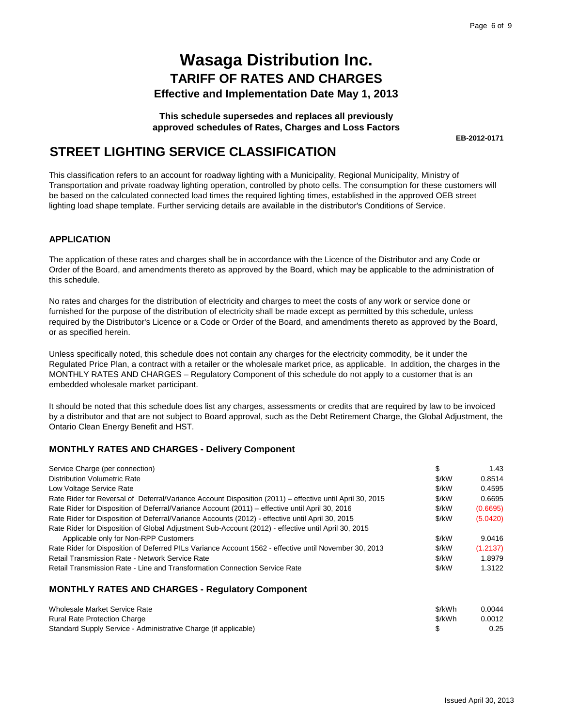# Wasaga Distribution Inc.

## TARIFF OF RATES AND CHARGES

### Effective and Implementation Date May 1, 2013

**This schedule supersedes and replaces all previously approved schedules of Rates, Charges and Loss Factors**

**EB-2012-0171**

# STREET LIGHTING SERVICE CLASSIFICATION

This classification refers to an account for roadway lighting with a Municipality, Regional Municipality, Ministry of Transportation and private roadway lighting operation, controlled by photo cells. The consumption for these customers will be based on the calculated connected load times the required lighting times, established in the approved OEB street lighting load shape template. Further servicing details are available in the distributor's Conditions of Service.

### APPLICATION

The application of these rates and charges shall be in accordance with the Licence of the Distributor and any Code or Order of the Board, and amendments thereto as approved by the Board, which may be applicable to the administration of this schedule.

No rates and charges for the distribution of electricity and charges to meet the costs of any work or service done or furnished for the purpose of the distribution of electricity shall be made except as permitted by this schedule, unless required by the Distributor's Licence or a Code or Order of the Board, and amendments thereto as approved by the Board, or as specified herein.

Unless specifically noted, this schedule does not contain any charges for the electricity commodity, be it under the Regulated Price Plan, a contract with a retailer or the wholesale market price, as applicable. In addition, the charges in the MONTHLY RATES AND CHARGES – Regulatory Component of this schedule do not apply to a customer that is an embedded wholesale market participant.

It should be noted that this schedule does list any charges, assessments or credits that are required by law to be invoiced by a distributor and that are not subject to Board approval, such as the Debt Retirement Charge, the Global Adjustment, the Ontario Clean Energy Benefit and HST.

### MONTHLY RATES AND CHARGES - Delivery Component

| | | |
|---|---|---|
| Service Charge (per connection) | $ | 1.43 |
| Distribution Volumetric Rate | $/kW | 0.8514 |
| Low Voltage Service Rate | $/kW | 0.4595 |
| Rate Rider for Reversal of Deferral/Variance Account Disposition (2011) – effective until April 30, 2015 | $/kW | 0.6695 |
| Rate Rider for Disposition of Deferral/Variance Account (2011) – effective until April 30, 2016 | $/kW | (0.6695) |
| Rate Rider for Disposition of Deferral/Variance Accounts (2012) - effective until April 30, 2015 | $/kW | (5.0420) |
| Rate Rider for Disposition of Global Adjustment Sub-Account (2012) - effective until April 30, 2015<br>Applicable only for Non-RPP Customers | $/kW | 9.0416 |
| Rate Rider for Disposition of Deferred PILs Variance Account 1562 - effective until November 30, 2013 | $/kW | (1.2137) |
| Retail Transmission Rate - Network Service Rate | $/kW | 1.8979 |
| Retail Transmission Rate - Line and Transformation Connection Service Rate | $/kW | 1.3122 |

### MONTHLY RATES AND CHARGES - Regulatory Component

| | | |
|---|---|---|
| Wholesale Market Service Rate | $/kWh | 0.0044 |
| Rural Rate Protection Charge | $/kWh | 0.0012 |
| Standard Supply Service - Administrative Charge (if applicable) | $ | 0.25 |

Issued April 30, 2013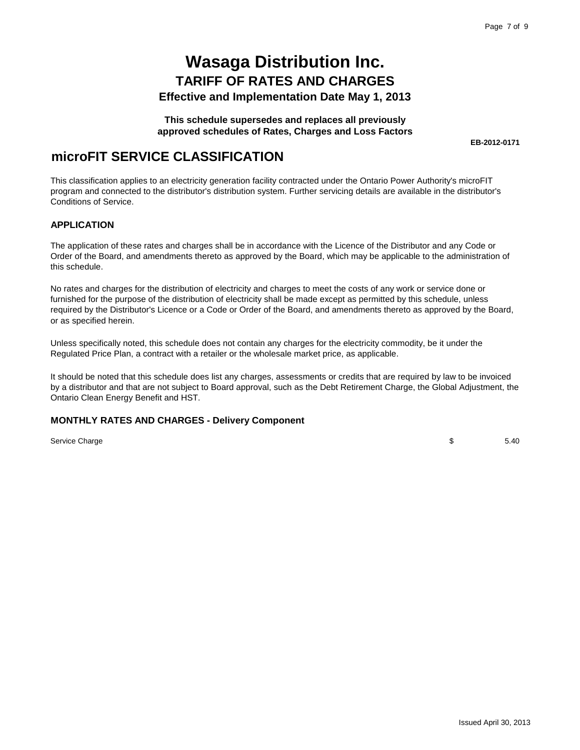# Wasaga Distribution Inc.
## TARIFF OF RATES AND CHARGES
### Effective and Implementation Date May 1, 2013

**This schedule supersedes and replaces all previously approved schedules of Rates, Charges and Loss Factors**

**EB-2012-0171**

## microFIT SERVICE CLASSIFICATION

This classification applies to an electricity generation facility contracted under the Ontario Power Authority's microFIT program and connected to the distributor's distribution system. Further servicing details are available in the distributor's Conditions of Service.

### APPLICATION

The application of these rates and charges shall be in accordance with the Licence of the Distributor and any Code or Order of the Board, and amendments thereto as approved by the Board, which may be applicable to the administration of this schedule.

No rates and charges for the distribution of electricity and charges to meet the costs of any work or service done or furnished for the purpose of the distribution of electricity shall be made except as permitted by this schedule, unless required by the Distributor's Licence or a Code or Order of the Board, and amendments thereto as approved by the Board, or as specified herein.

Unless specifically noted, this schedule does not contain any charges for the electricity commodity, be it under the Regulated Price Plan, a contract with a retailer or the wholesale market price, as applicable.

It should be noted that this schedule does list any charges, assessments or credits that are required by law to be invoiced by a distributor and that are not subject to Board approval, such as the Debt Retirement Charge, the Global Adjustment, the Ontario Clean Energy Benefit and HST.

### MONTHLY RATES AND CHARGES - Delivery Component

| | | |
|---|---|---|
| Service Charge | $ | 5.40 |

Issued April 30, 2013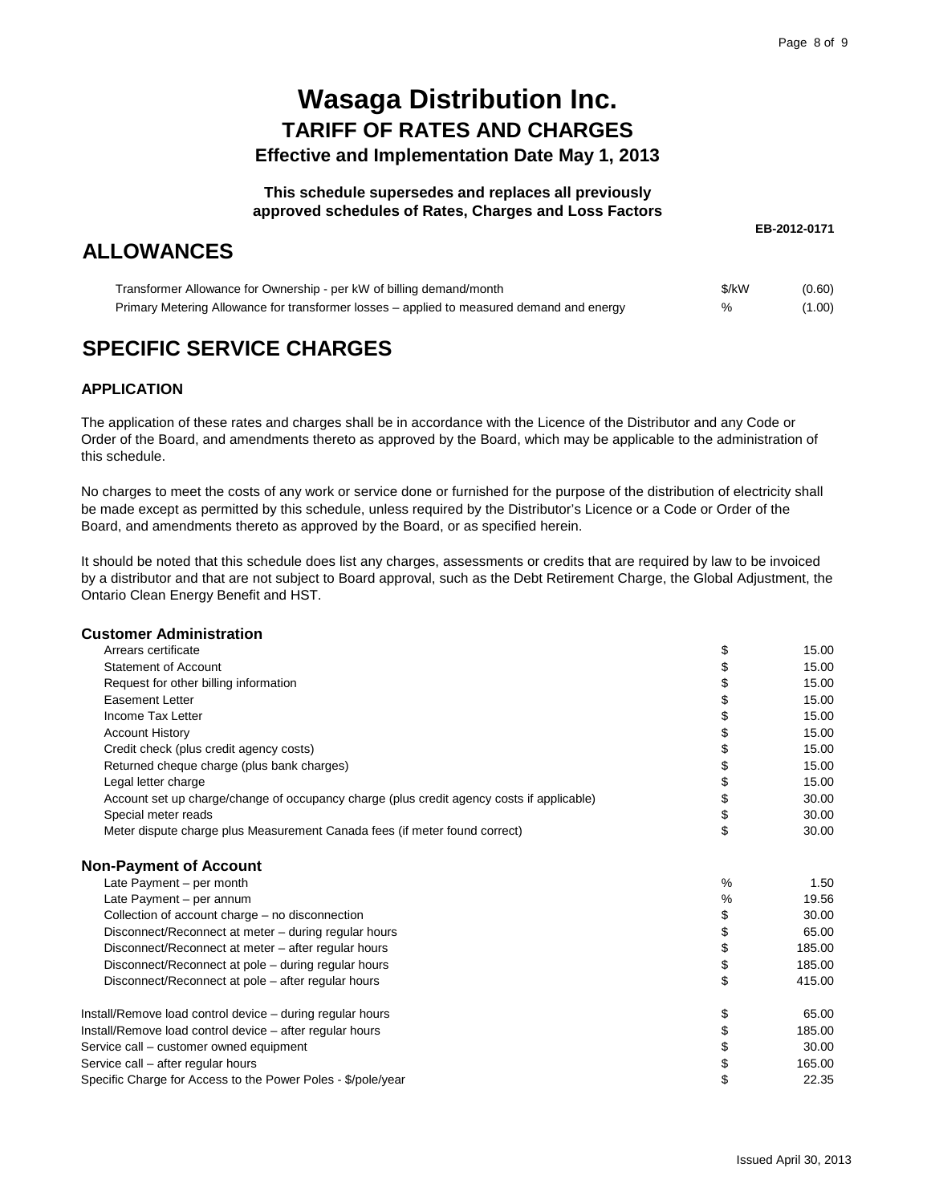# Wasaga Distribution Inc.

## TARIFF OF RATES AND CHARGES

### Effective and Implementation Date May 1, 2013

**This schedule supersedes and replaces all previously approved schedules of Rates, Charges and Loss Factors**

**EB-2012-0171**

## ALLOWANCES

| | | |
|---|---|---|
| Transformer Allowance for Ownership - per kW of billing demand/month | $/kW | (0.60) |
| Primary Metering Allowance for transformer losses – applied to measured demand and energy | % | (1.00) |

## SPECIFIC SERVICE CHARGES

### APPLICATION

The application of these rates and charges shall be in accordance with the Licence of the Distributor and any Code or Order of the Board, and amendments thereto as approved by the Board, which may be applicable to the administration of this schedule.

No charges to meet the costs of any work or service done or furnished for the purpose of the distribution of electricity shall be made except as permitted by this schedule, unless required by the Distributor's Licence or a Code or Order of the Board, and amendments thereto as approved by the Board, or as specified herein.

It should be noted that this schedule does list any charges, assessments or credits that are required by law to be invoiced by a distributor and that are not subject to Board approval, such as the Debt Retirement Charge, the Global Adjustment, the Ontario Clean Energy Benefit and HST.

### Customer Administration

| | | |
|---|---|---|
| Arrears certificate | $ | 15.00 |
| Statement of Account | $ | 15.00 |
| Request for other billing information | $ | 15.00 |
| Easement Letter | $ | 15.00 |
| Income Tax Letter | $ | 15.00 |
| Account History | $ | 15.00 |
| Credit check (plus credit agency costs) | $ | 15.00 |
| Returned cheque charge (plus bank charges) | $ | 15.00 |
| Legal letter charge | $ | 15.00 |
| Account set up charge/change of occupancy charge (plus credit agency costs if applicable) | $ | 30.00 |
| Special meter reads | $ | 30.00 |
| Meter dispute charge plus Measurement Canada fees (if meter found correct) | $ | 30.00 |

### Non-Payment of Account

| | | |
|---|---|---|
| Late Payment – per month | % | 1.50 |
| Late Payment – per annum | % | 19.56 |
| Collection of account charge – no disconnection | $ | 30.00 |
| Disconnect/Reconnect at meter – during regular hours | $ | 65.00 |
| Disconnect/Reconnect at meter – after regular hours | $ | 185.00 |
| Disconnect/Reconnect at pole – during regular hours | $ | 185.00 |
| Disconnect/Reconnect at pole – after regular hours | $ | 415.00 |

| | | |
|---|---|---|
| Install/Remove load control device – during regular hours | $ | 65.00 |
| Install/Remove load control device – after regular hours | $ | 185.00 |
| Service call – customer owned equipment | $ | 30.00 |
| Service call – after regular hours | $ | 165.00 |
| Specific Charge for Access to the Power Poles - $/pole/year | $ | 22.35 |

Issued April 30, 2013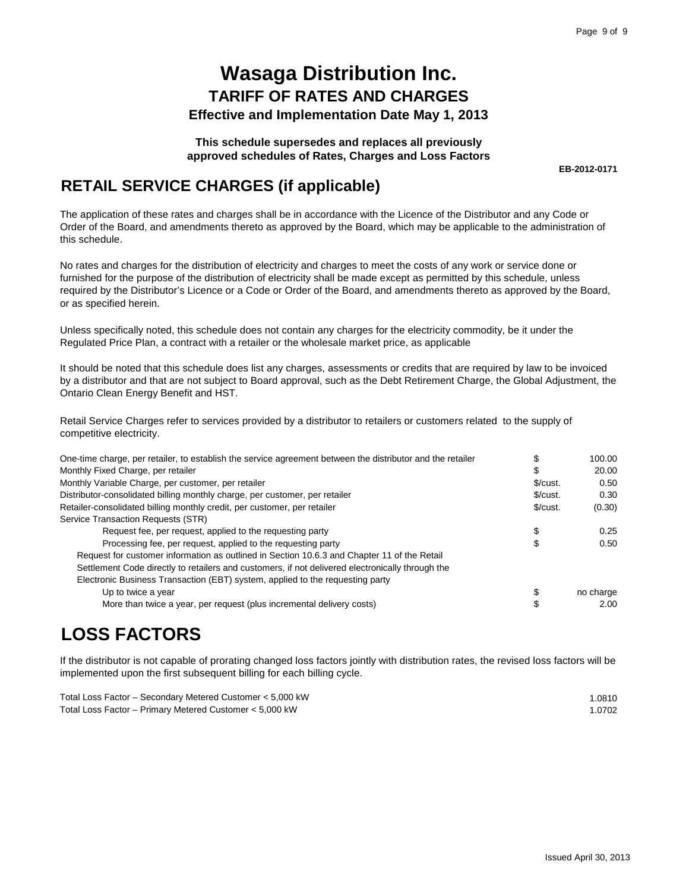# Wasaga Distribution Inc.

## TARIFF OF RATES AND CHARGES

### Effective and Implementation Date May 1, 2013

**This schedule supersedes and replaces all previously approved schedules of Rates, Charges and Loss Factors**

**EB-2012-0171**

## RETAIL SERVICE CHARGES (if applicable)

The application of these rates and charges shall be in accordance with the Licence of the Distributor and any Code or Order of the Board, and amendments thereto as approved by the Board, which may be applicable to the administration of this schedule.

No rates and charges for the distribution of electricity and charges to meet the costs of any work or service done or furnished for the purpose of the distribution of electricity shall be made except as permitted by this schedule, unless required by the Distributor's Licence or a Code or Order of the Board, and amendments thereto as approved by the Board, or as specified herein.

Unless specifically noted, this schedule does not contain any charges for the electricity commodity, be it under the Regulated Price Plan, a contract with a retailer or the wholesale market price, as applicable

It should be noted that this schedule does list any charges, assessments or credits that are required by law to be invoiced by a distributor and that are not subject to Board approval, such as the Debt Retirement Charge, the Global Adjustment, the Ontario Clean Energy Benefit and HST.

Retail Service Charges refer to services provided by a distributor to retailers or customers related to the supply of competitive electricity.

| | | |
|---|---|---|
| One-time charge, per retailer, to establish the service agreement between the distributor and the retailer | $ | 100.00 |
| Monthly Fixed Charge, per retailer | $ | 20.00 |
| Monthly Variable Charge, per customer, per retailer | $/cust. | 0.50 |
| Distributor-consolidated billing monthly charge, per customer, per retailer | $/cust. | 0.30 |
| Retailer-consolidated billing monthly credit, per customer, per retailer | $/cust. | (0.30) |
| Service Transaction Requests (STR) | | |
| Request fee, per request, applied to the requesting party | $ | 0.25 |
| Processing fee, per request, applied to the requesting party | $ | 0.50 |
| Request for customer information as outlined in Section 10.6.3 and Chapter 11 of the Retail Settlement Code directly to retailers and customers, if not delivered electronically through the Electronic Business Transaction (EBT) system, applied to the requesting party | | |
| Up to twice a year | $ | no charge |
| More than twice a year, per request (plus incremental delivery costs) | $ | 2.00 |

## LOSS FACTORS

If the distributor is not capable of prorating changed loss factors jointly with distribution rates, the revised loss factors will be implemented upon the first subsequent billing for each billing cycle.

| | |
|---|---|
| Total Loss Factor – Secondary Metered Customer < 5,000 kW | 1.0810 |
| Total Loss Factor – Primary Metered Customer < 5,000 kW | 1.0702 |

Issued April 30, 2013